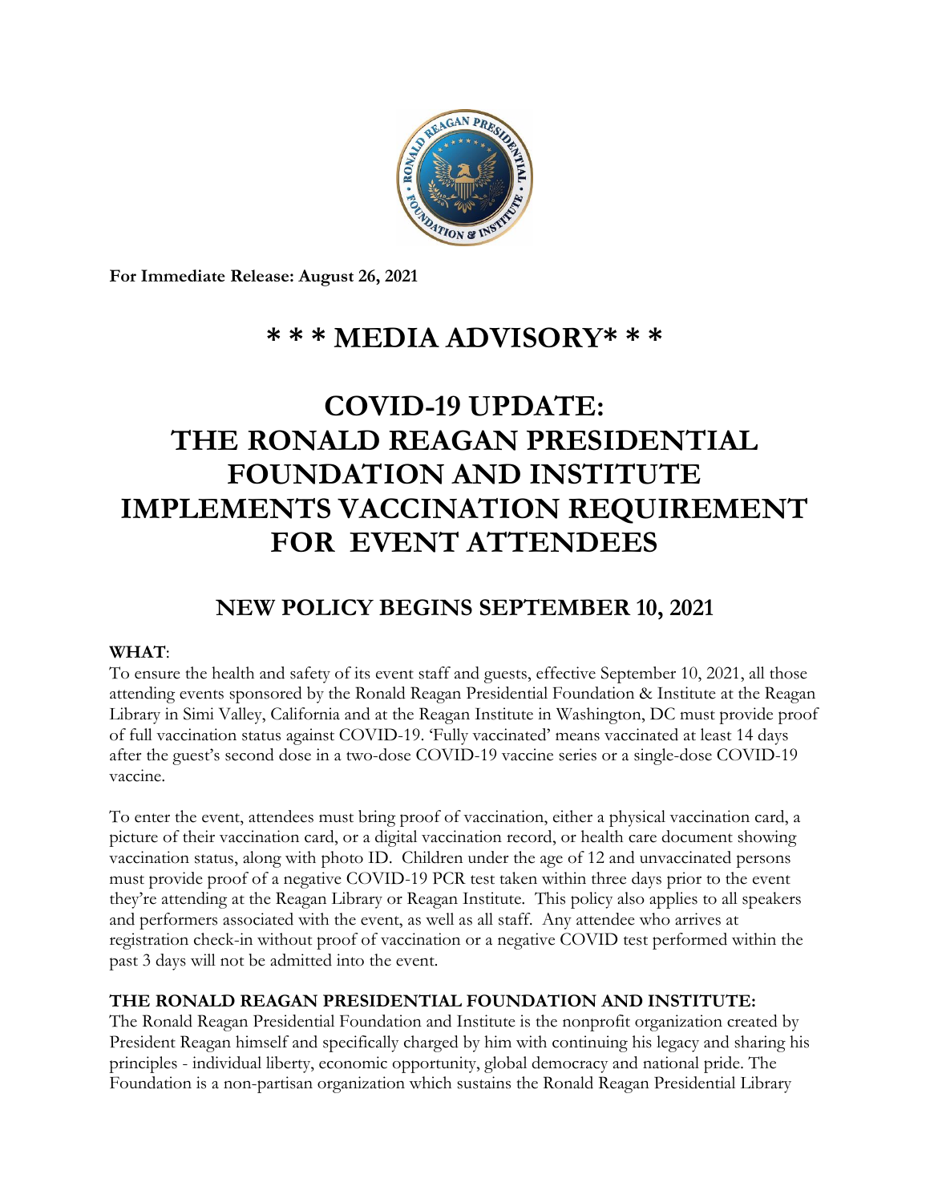**For Immediate Release: August 26, 2021**

# * * * MEDIA ADVISORY* * *

# COVID-19 UPDATE: THE RONALD REAGAN PRESIDENTIAL FOUNDATION AND INSTITUTE IMPLEMENTS VACCINATION REQUIREMENT FOR EVENT ATTENDEES

## NEW POLICY BEGINS SEPTEMBER 10, 2021

**WHAT**:
To ensure the health and safety of its event staff and guests, effective September 10, 2021, all those attending events sponsored by the Ronald Reagan Presidential Foundation & Institute at the Reagan Library in Simi Valley, California and at the Reagan Institute in Washington, DC must provide proof of full vaccination status against COVID-19. 'Fully vaccinated' means vaccinated at least 14 days after the guest's second dose in a two-dose COVID-19 vaccine series or a single-dose COVID-19 vaccine.

To enter the event, attendees must bring proof of vaccination, either a physical vaccination card, a picture of their vaccination card, or a digital vaccination record, or health care document showing vaccination status, along with photo ID. Children under the age of 12 and unvaccinated persons must provide proof of a negative COVID-19 PCR test taken within three days prior to the event they're attending at the Reagan Library or Reagan Institute. This policy also applies to all speakers and performers associated with the event, as well as all staff. Any attendee who arrives at registration check-in without proof of vaccination or a negative COVID test performed within the past 3 days will not be admitted into the event.

**THE RONALD REAGAN PRESIDENTIAL FOUNDATION AND INSTITUTE:**
The Ronald Reagan Presidential Foundation and Institute is the nonprofit organization created by President Reagan himself and specifically charged by him with continuing his legacy and sharing his principles - individual liberty, economic opportunity, global democracy and national pride. The Foundation is a non-partisan organization which sustains the Ronald Reagan Presidential Library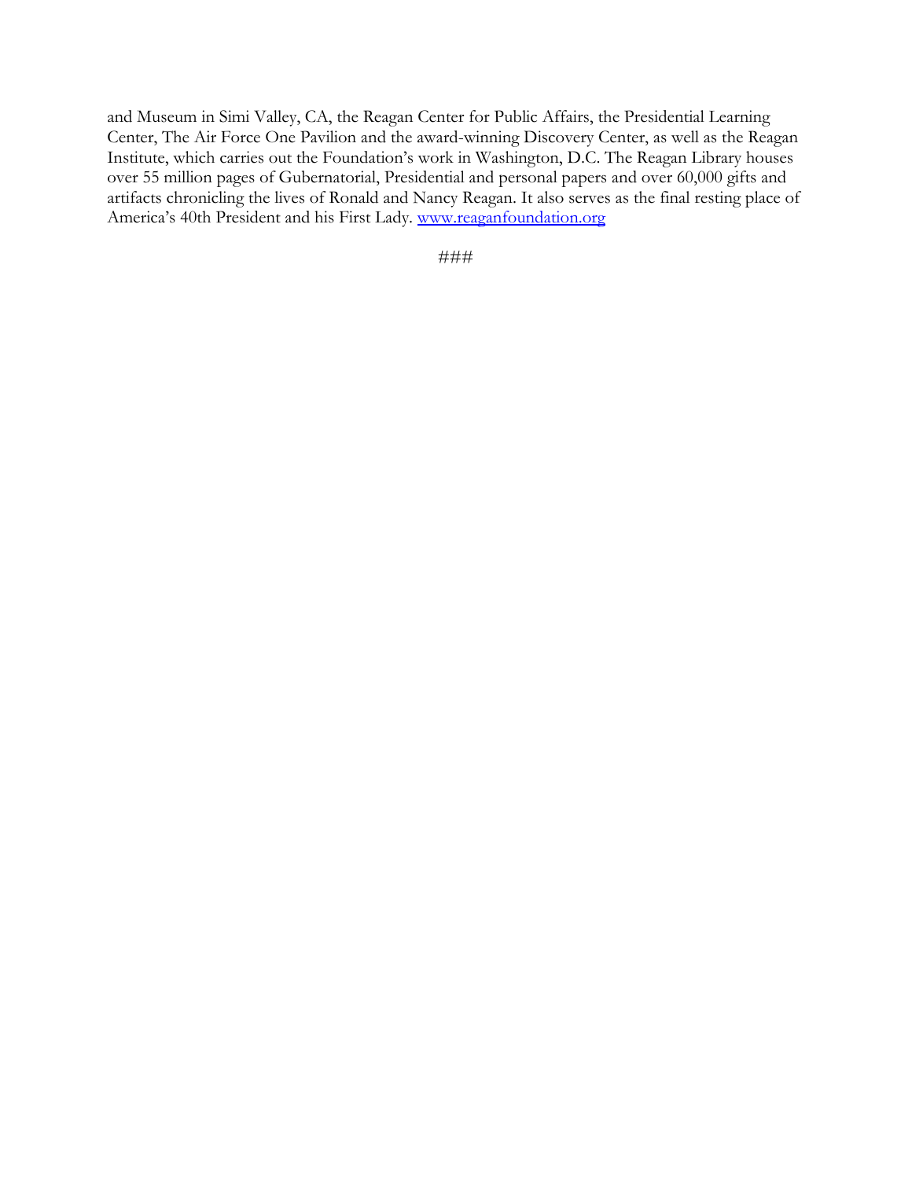and Museum in Simi Valley, CA, the Reagan Center for Public Affairs, the Presidential Learning Center, The Air Force One Pavilion and the award-winning Discovery Center, as well as the Reagan Institute, which carries out the Foundation's work in Washington, D.C. The Reagan Library houses over 55 million pages of Gubernatorial, Presidential and personal papers and over 60,000 gifts and artifacts chronicling the lives of Ronald and Nancy Reagan. It also serves as the final resting place of America's 40th President and his First Lady. [www.reaganfoundation.org](http://www.reaganfoundation.org)

###